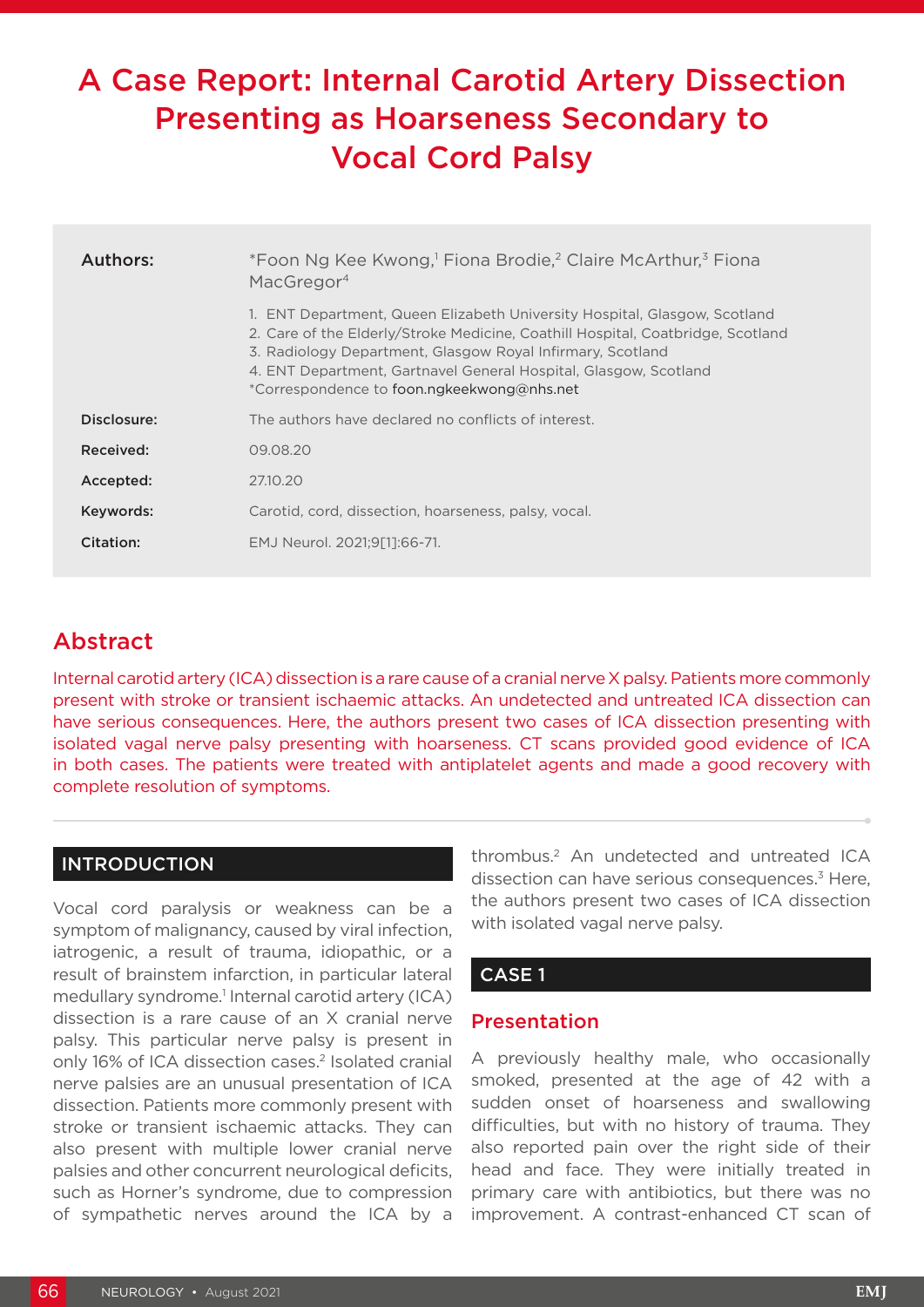# A Case Report: Internal Carotid Artery Dissection Presenting as Hoarseness Secondary to Vocal Cord Palsy

| | |
|---|---|
| **Authors:** | *Foon Ng Kee Kwong,[1] Fiona Brodie,[2] Claire McArthur,[3] Fiona MacGregor[4]<br><br>1. ENT Department, Queen Elizabeth University Hospital, Glasgow, Scotland<br>2. Care of the Elderly/Stroke Medicine, Coathill Hospital, Coatbridge, Scotland<br>3. Radiology Department, Glasgow Royal Infirmary, Scotland<br>4. ENT Department, Gartnavel General Hospital, Glasgow, Scotland<br>*Correspondence to foon.ngkeekwong@nhs.net |
| **Disclosure:** | The authors have declared no conflicts of interest. |
| **Received:** | 09.08.20 |
| **Accepted:** | 27.10.20 |
| **Keywords:** | Carotid, cord, dissection, hoarseness, palsy, vocal. |
| **Citation:** | EMJ Neurol. 2021;9[1]:66-71. |

## Abstract

Internal carotid artery (ICA) dissection is a rare cause of a cranial nerve X palsy. Patients more commonly present with stroke or transient ischaemic attacks. An undetected and untreated ICA dissection can have serious consequences. Here, the authors present two cases of ICA dissection presenting with isolated vagal nerve palsy presenting with hoarseness. CT scans provided good evidence of ICA in both cases. The patients were treated with antiplatelet agents and made a good recovery with complete resolution of symptoms.

## INTRODUCTION

Vocal cord paralysis or weakness can be a symptom of malignancy, caused by viral infection, iatrogenic, a result of trauma, idiopathic, or a result of brainstem infarction, in particular lateral medullary syndrome.[1] Internal carotid artery (ICA) dissection is a rare cause of an X cranial nerve palsy. This particular nerve palsy is present in only 16% of ICA dissection cases.[2] Isolated cranial nerve palsies are an unusual presentation of ICA dissection. Patients more commonly present with stroke or transient ischaemic attacks. They can also present with multiple lower cranial nerve palsies and other concurrent neurological deficits, such as Horner's syndrome, due to compression of sympathetic nerves around the ICA by a thrombus.[2] An undetected and untreated ICA dissection can have serious consequences.[3] Here, the authors present two cases of ICA dissection with isolated vagal nerve palsy.

## CASE 1

### Presentation

A previously healthy male, who occasionally smoked, presented at the age of 42 with a sudden onset of hoarseness and swallowing difficulties, but with no history of trauma. They also reported pain over the right side of their head and face. They were initially treated in primary care with antibiotics, but there was no improvement. A contrast-enhanced CT scan of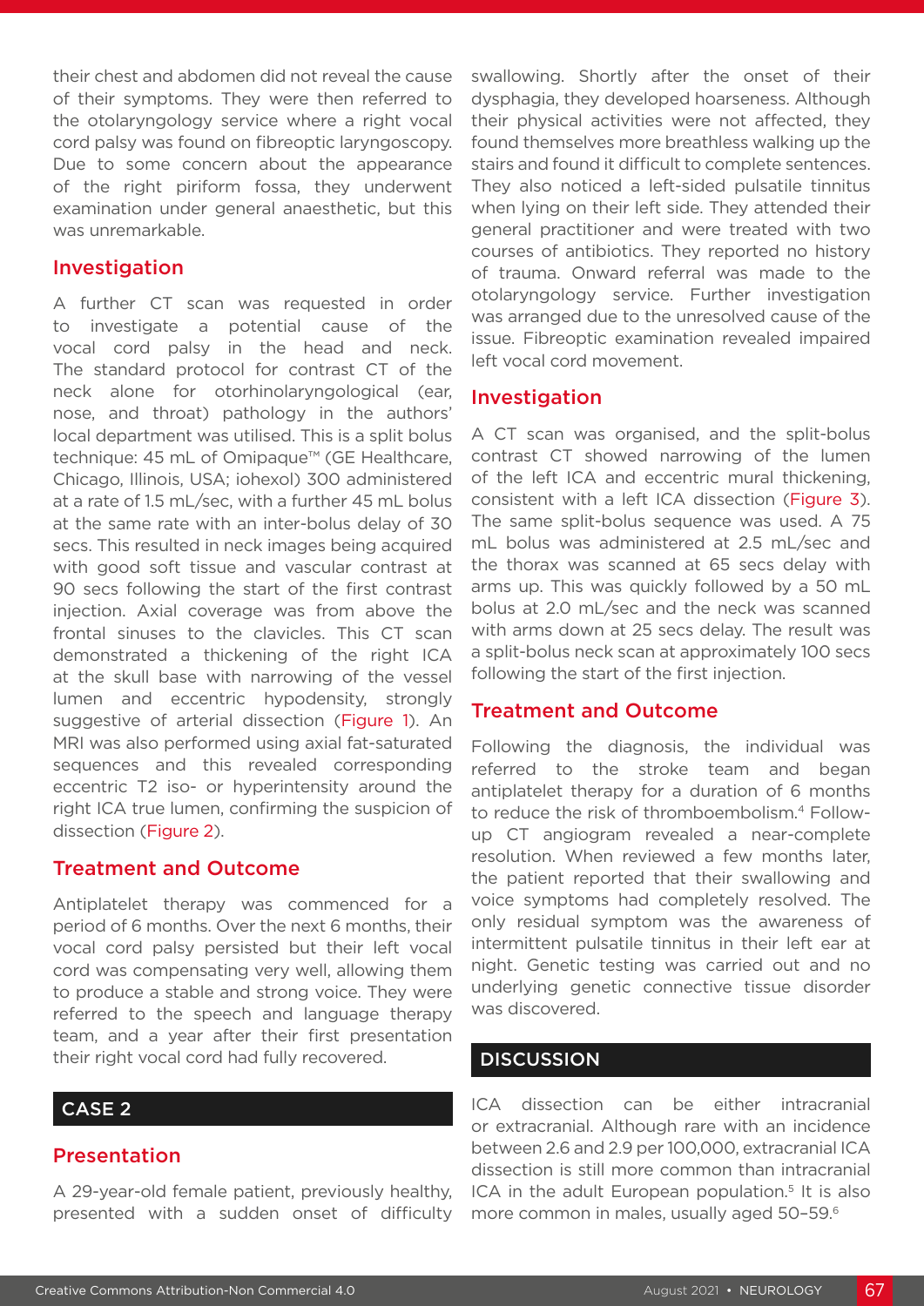their chest and abdomen did not reveal the cause of their symptoms. They were then referred to the otolaryngology service where a right vocal cord palsy was found on fibreoptic laryngoscopy. Due to some concern about the appearance of the right piriform fossa, they underwent examination under general anaesthetic, but this was unremarkable.

## Investigation

A further CT scan was requested in order to investigate a potential cause of the vocal cord palsy in the head and neck. The standard protocol for contrast CT of the neck alone for otorhinolaryngological (ear, nose, and throat) pathology in the authors' local department was utilised. This is a split bolus technique: 45 mL of Omipaque™ (GE Healthcare, Chicago, Illinois, USA; iohexol) 300 administered at a rate of 1.5 mL/sec, with a further 45 mL bolus at the same rate with an inter-bolus delay of 30 secs. This resulted in neck images being acquired with good soft tissue and vascular contrast at 90 secs following the start of the first contrast injection. Axial coverage was from above the frontal sinuses to the clavicles. This CT scan demonstrated a thickening of the right ICA at the skull base with narrowing of the vessel lumen and eccentric hypodensity, strongly suggestive of arterial dissection (Figure 1). An MRI was also performed using axial fat-saturated sequences and this revealed corresponding eccentric T2 iso- or hyperintensity around the right ICA true lumen, confirming the suspicion of dissection (Figure 2).

## Treatment and Outcome

Antiplatelet therapy was commenced for a period of 6 months. Over the next 6 months, their vocal cord palsy persisted but their left vocal cord was compensating very well, allowing them to produce a stable and strong voice. They were referred to the speech and language therapy team, and a year after their first presentation their right vocal cord had fully recovered.

# CASE 2

## Presentation

A 29-year-old female patient, previously healthy, presented with a sudden onset of difficulty swallowing. Shortly after the onset of their dysphagia, they developed hoarseness. Although their physical activities were not affected, they found themselves more breathless walking up the stairs and found it difficult to complete sentences. They also noticed a left-sided pulsatile tinnitus when lying on their left side. They attended their general practitioner and were treated with two courses of antibiotics. They reported no history of trauma. Onward referral was made to the otolaryngology service. Further investigation was arranged due to the unresolved cause of the issue. Fibreoptic examination revealed impaired left vocal cord movement.

## Investigation

A CT scan was organised, and the split-bolus contrast CT showed narrowing of the lumen of the left ICA and eccentric mural thickening, consistent with a left ICA dissection (Figure 3). The same split-bolus sequence was used. A 75 mL bolus was administered at 2.5 mL/sec and the thorax was scanned at 65 secs delay with arms up. This was quickly followed by a 50 mL bolus at 2.0 mL/sec and the neck was scanned with arms down at 25 secs delay. The result was a split-bolus neck scan at approximately 100 secs following the start of the first injection.

## Treatment and Outcome

Following the diagnosis, the individual was referred to the stroke team and began antiplatelet therapy for a duration of 6 months to reduce the risk of thromboembolism.[4] Follow-up CT angiogram revealed a near-complete resolution. When reviewed a few months later, the patient reported that their swallowing and voice symptoms had completely resolved. The only residual symptom was the awareness of intermittent pulsatile tinnitus in their left ear at night. Genetic testing was carried out and no underlying genetic connective tissue disorder was discovered.

# DISCUSSION

ICA dissection can be either intracranial or extracranial. Although rare with an incidence between 2.6 and 2.9 per 100,000, extracranial ICA dissection is still more common than intracranial ICA in the adult European population.[5] It is also more common in males, usually aged 50–59.[6]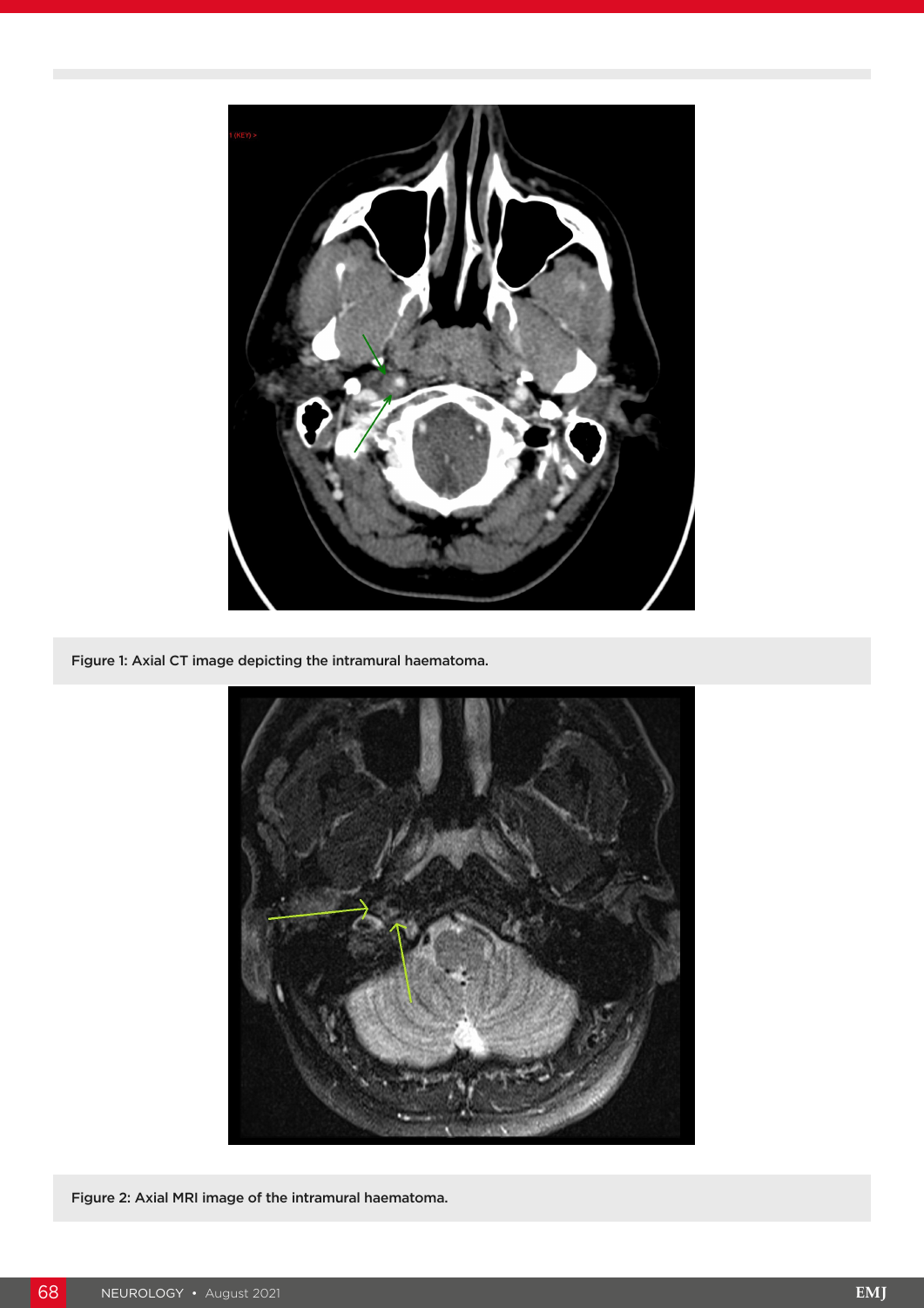Figure 1: Axial CT image depicting the intramural haematoma.

Figure 2: Axial MRI image of the intramural haematoma.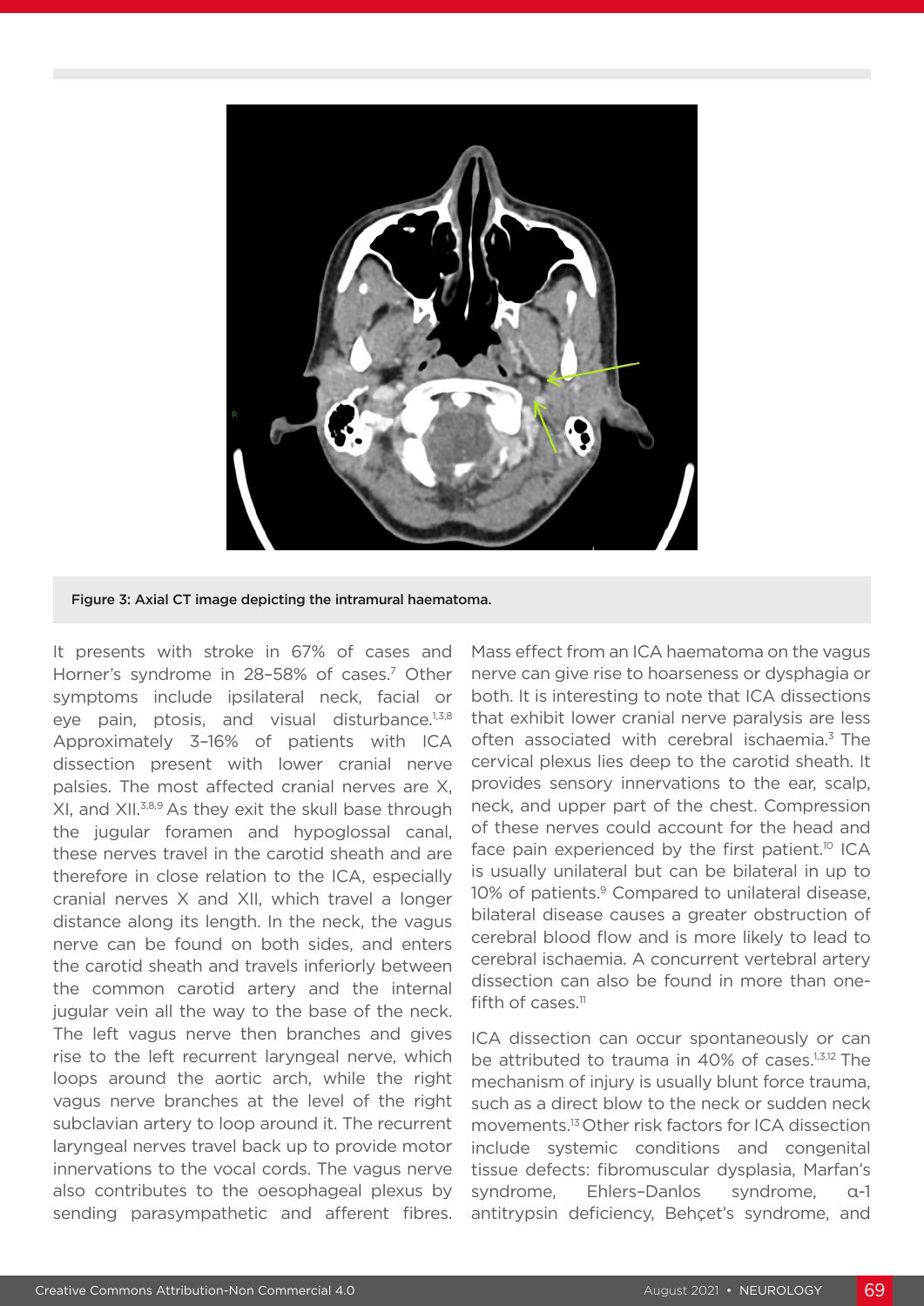Figure 3: Axial CT image depicting the intramural haematoma.

It presents with stroke in 67% of cases and Horner's syndrome in 28–58% of cases.[7] Other symptoms include ipsilateral neck, facial or eye pain, ptosis, and visual disturbance.[1,3,8] Approximately 3–16% of patients with ICA dissection present with lower cranial nerve palsies. The most affected cranial nerves are X, XI, and XII.[3,8,9] As they exit the skull base through the jugular foramen and hypoglossal canal, these nerves travel in the carotid sheath and are therefore in close relation to the ICA, especially cranial nerves X and XII, which travel a longer distance along its length. In the neck, the vagus nerve can be found on both sides, and enters the carotid sheath and travels inferiorly between the common carotid artery and the internal jugular vein all the way to the base of the neck. The left vagus nerve then branches and gives rise to the left recurrent laryngeal nerve, which loops around the aortic arch, while the right vagus nerve branches at the level of the right subclavian artery to loop around it. The recurrent laryngeal nerves travel back up to provide motor innervations to the vocal cords. The vagus nerve also contributes to the oesophageal plexus by sending parasympathetic and afferent fibres. Mass effect from an ICA haematoma on the vagus nerve can give rise to hoarseness or dysphagia or both. It is interesting to note that ICA dissections that exhibit lower cranial nerve paralysis are less often associated with cerebral ischaemia.[3] The cervical plexus lies deep to the carotid sheath. It provides sensory innervations to the ear, scalp, neck, and upper part of the chest. Compression of these nerves could account for the head and face pain experienced by the first patient.[10] ICA is usually unilateral but can be bilateral in up to 10% of patients.[9] Compared to unilateral disease, bilateral disease causes a greater obstruction of cerebral blood flow and is more likely to lead to cerebral ischaemia. A concurrent vertebral artery dissection can also be found in more than one-fifth of cases.[11]

ICA dissection can occur spontaneously or can be attributed to trauma in 40% of cases.[1,3,12] The mechanism of injury is usually blunt force trauma, such as a direct blow to the neck or sudden neck movements.[13] Other risk factors for ICA dissection include systemic conditions and congenital tissue defects: fibromuscular dysplasia, Marfan's syndrome, Ehlers–Danlos syndrome, α-1 antitrypsin deficiency, Behçet's syndrome, and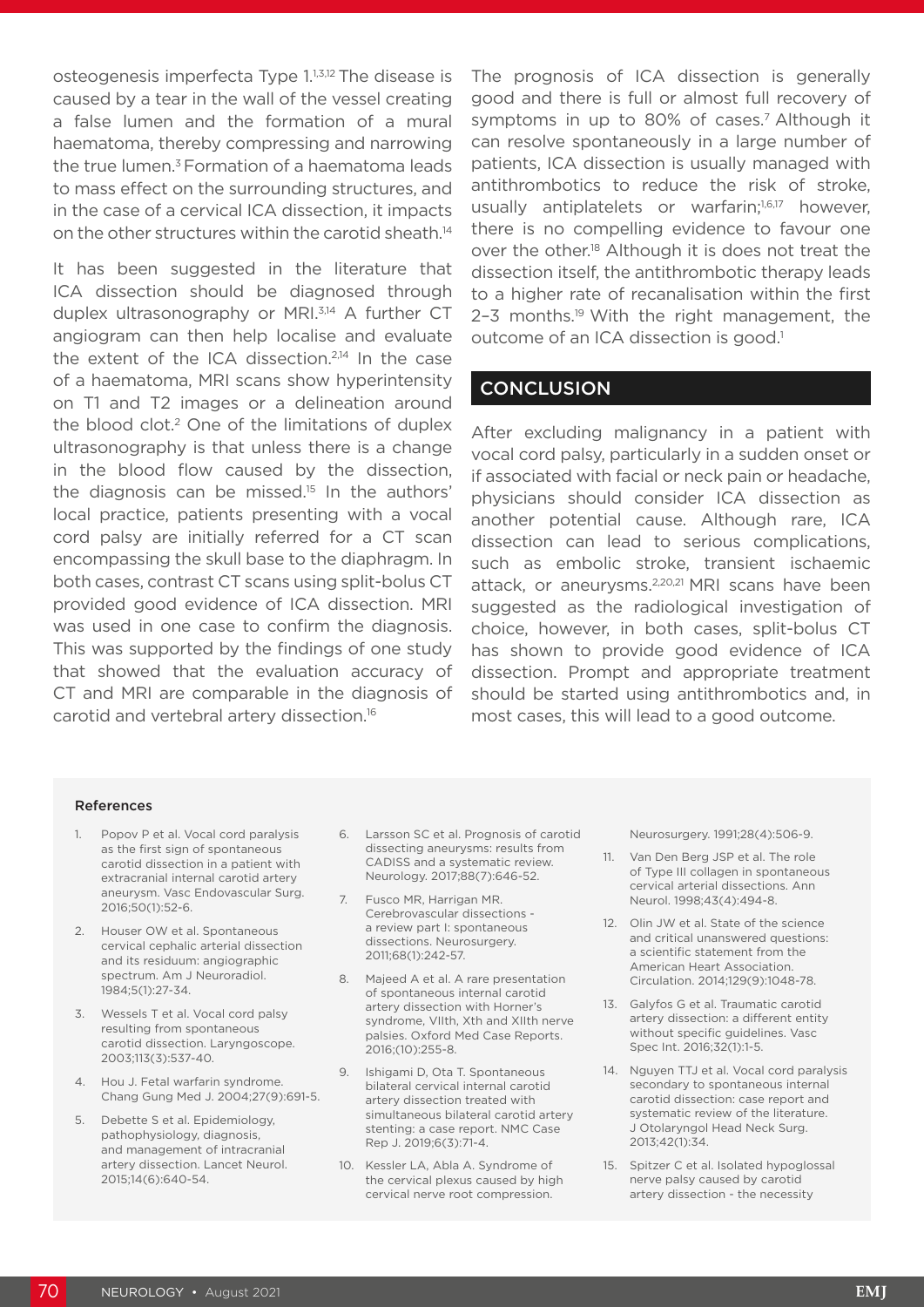osteogenesis imperfecta Type 1.[1,3,12] The disease is caused by a tear in the wall of the vessel creating a false lumen and the formation of a mural haematoma, thereby compressing and narrowing the true lumen.[3] Formation of a haematoma leads to mass effect on the surrounding structures, and in the case of a cervical ICA dissection, it impacts on the other structures within the carotid sheath.[14]

It has been suggested in the literature that ICA dissection should be diagnosed through duplex ultrasonography or MRI.[3,14] A further CT angiogram can then help localise and evaluate the extent of the ICA dissection.[2,14] In the case of a haematoma, MRI scans show hyperintensity on T1 and T2 images or a delineation around the blood clot.[2] One of the limitations of duplex ultrasonography is that unless there is a change in the blood flow caused by the dissection, the diagnosis can be missed.[15] In the authors' local practice, patients presenting with a vocal cord palsy are initially referred for a CT scan encompassing the skull base to the diaphragm. In both cases, contrast CT scans using split-bolus CT provided good evidence of ICA dissection. MRI was used in one case to confirm the diagnosis. This was supported by the findings of one study that showed that the evaluation accuracy of CT and MRI are comparable in the diagnosis of carotid and vertebral artery dissection.[16]

The prognosis of ICA dissection is generally good and there is full or almost full recovery of symptoms in up to 80% of cases.[7] Although it can resolve spontaneously in a large number of patients, ICA dissection is usually managed with antithrombotics to reduce the risk of stroke, usually antiplatelets or warfarin;[1,6,17] however, there is no compelling evidence to favour one over the other.[18] Although it is does not treat the dissection itself, the antithrombotic therapy leads to a higher rate of recanalisation within the first 2–3 months.[19] With the right management, the outcome of an ICA dissection is good.[1]

## CONCLUSION

After excluding malignancy in a patient with vocal cord palsy, particularly in a sudden onset or if associated with facial or neck pain or headache, physicians should consider ICA dissection as another potential cause. Although rare, ICA dissection can lead to serious complications, such as embolic stroke, transient ischaemic attack, or aneurysms.[2,20,21] MRI scans have been suggested as the radiological investigation of choice, however, in both cases, split-bolus CT has shown to provide good evidence of ICA dissection. Prompt and appropriate treatment should be started using antithrombotics and, in most cases, this will lead to a good outcome.

### References

1. Popov P et al. Vocal cord paralysis as the first sign of spontaneous carotid dissection in a patient with extracranial internal carotid artery aneurysm. Vasc Endovascular Surg. 2016;50(1):52-6.
2. Houser OW et al. Spontaneous cervical cephalic arterial dissection and its residuum: angiographic spectrum. Am J Neuroradiol. 1984;5(1):27-34.
3. Wessels T et al. Vocal cord palsy resulting from spontaneous carotid dissection. Laryngoscope. 2003;113(3):537-40.
4. Hou J. Fetal warfarin syndrome. Chang Gung Med J. 2004;27(9):691-5.
5. Debette S et al. Epidemiology, pathophysiology, diagnosis, and management of intracranial artery dissection. Lancet Neurol. 2015;14(6):640-54.
6. Larsson SC et al. Prognosis of carotid dissecting aneurysms: results from CADISS and a systematic review. Neurology. 2017;88(7):646-52.
7. Fusco MR, Harrigan MR. Cerebrovascular dissections - a review part I: spontaneous dissections. Neurosurgery. 2011;68(1):242-57.
8. Majeed A et al. A rare presentation of spontaneous internal carotid artery dissection with Horner's syndrome, VIIth, Xth and XIIth nerve palsies. Oxford Med Case Reports. 2016;(10):255-8.
9. Ishigami D, Ota T. Spontaneous bilateral cervical internal carotid artery dissection treated with simultaneous bilateral carotid artery stenting: a case report. NMC Case Rep J. 2019;6(3):71-4.
10. Kessler LA, Abla A. Syndrome of the cervical plexus caused by high cervical nerve root compression. Neurosurgery. 1991;28(4):506-9.
11. Van Den Berg JSP et al. The role of Type III collagen in spontaneous cervical arterial dissections. Ann Neurol. 1998;43(4):494-8.
12. Olin JW et al. State of the science and critical unanswered questions: a scientific statement from the American Heart Association. Circulation. 2014;129(9):1048-78.
13. Galyfos G et al. Traumatic carotid artery dissection: a different entity without specific guidelines. Vasc Spec Int. 2016;32(1):1-5.
14. Nguyen TTJ et al. Vocal cord paralysis secondary to spontaneous internal carotid dissection: case report and systematic review of the literature. J Otolaryngol Head Neck Surg. 2013;42(1):34.
15. Spitzer C et al. Isolated hypoglossal nerve palsy caused by carotid artery dissection - the necessity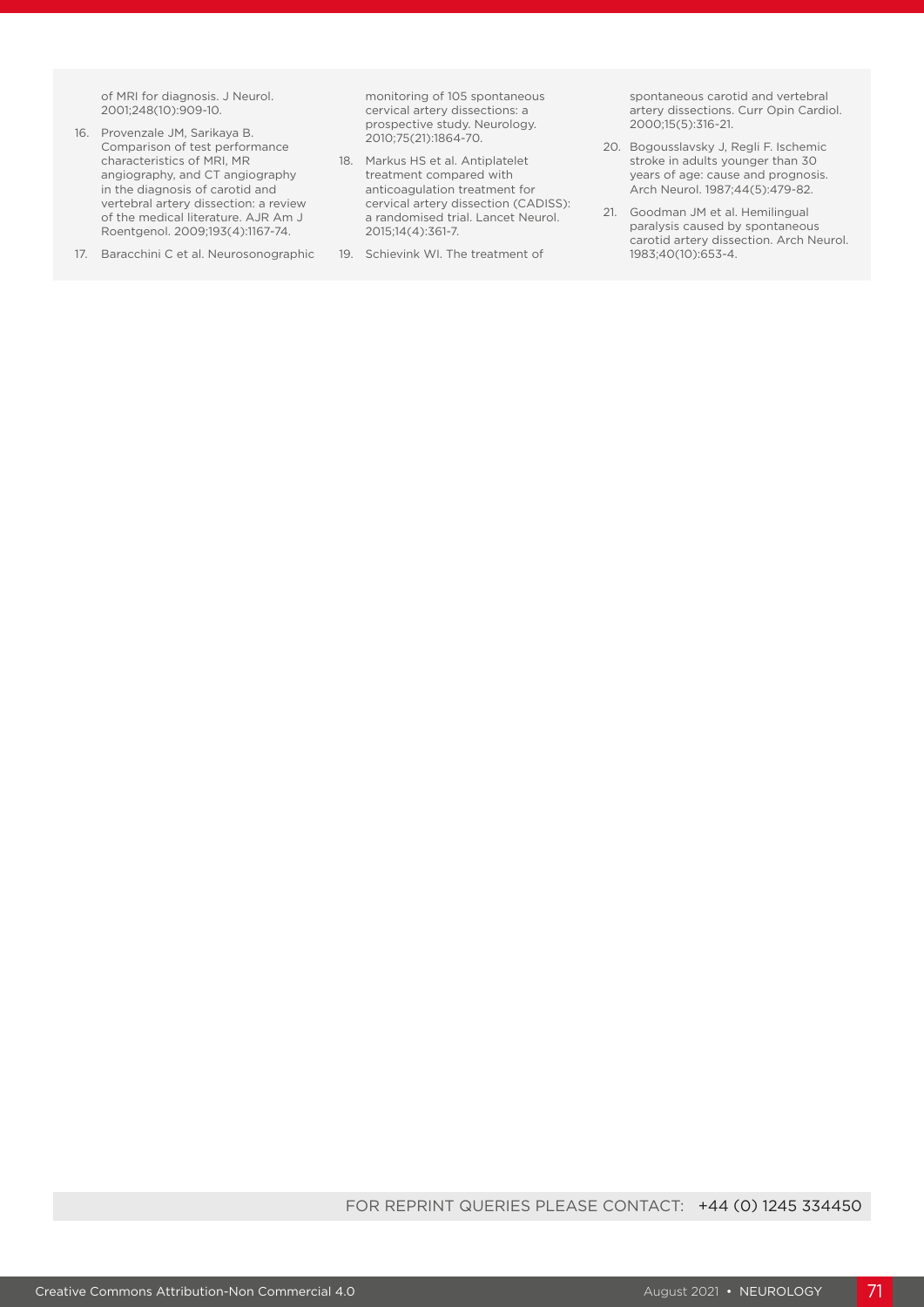of MRI for diagnosis. J Neurol. 2001;248(10):909-10.

16. Provenzale JM, Sarikaya B. Comparison of test performance characteristics of MRI, MR angiography, and CT angiography in the diagnosis of carotid and vertebral artery dissection: a review of the medical literature. AJR Am J Roentgenol. 2009;193(4):1167-74.

17. Baracchini C et al. Neurosonographic monitoring of 105 spontaneous cervical artery dissections: a prospective study. Neurology. 2010;75(21):1864-70.

18. Markus HS et al. Antiplatelet treatment compared with anticoagulation treatment for cervical artery dissection (CADISS): a randomised trial. Lancet Neurol. 2015;14(4):361-7.

19. Schievink WI. The treatment of spontaneous carotid and vertebral artery dissections. Curr Opin Cardiol. 2000;15(5):316-21.

20. Bogousslavsky J, Regli F. Ischemic stroke in adults younger than 30 years of age: cause and prognosis. Arch Neurol. 1987;44(5):479-82.

21. Goodman JM et al. Hemilingual paralysis caused by spontaneous carotid artery dissection. Arch Neurol. 1983;40(10):653-4.

FOR REPRINT QUERIES PLEASE CONTACT: +44 (0) 1245 334450

Creative Commons Attribution-Non Commercial 4.0